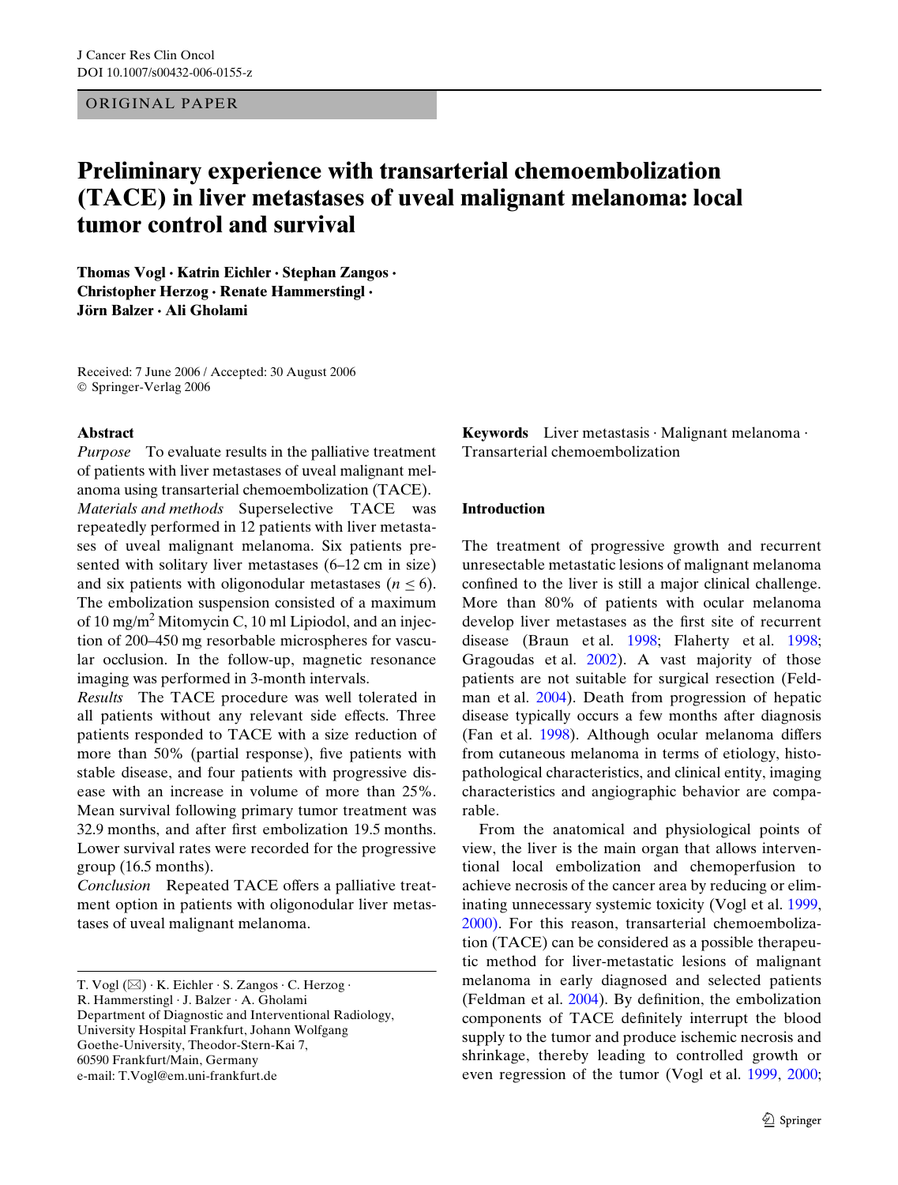ORIGINAL PAPER

# Preliminary experience with transarterial chemoembolization (TACE) in liver metastases of uveal malignant melanoma: local tumor control and survival

**Thomas Vogl · Katrin Eichler · Stephan Zangos · Christopher Herzog · Renate Hammerstingl · Jörn Balzer · Ali Gholami**

Received: 7 June 2006 / Accepted: 30 August 2006
© Springer-Verlag 2006

## Abstract

*Purpose* To evaluate results in the palliative treatment of patients with liver metastases of uveal malignant melanoma using transarterial chemoembolization (TACE).

*Materials and methods* Superselective TACE was repeatedly performed in 12 patients with liver metastases of uveal malignant melanoma. Six patients presented with solitary liver metastases (6–12 cm in size) and six patients with oligonodular metastases ($n \leq 6$). The embolization suspension consisted of a maximum of 10 mg/m$^2$ Mitomycin C, 10 ml Lipiodol, and an injection of 200–450 mg resorbable microspheres for vascular occlusion. In the follow-up, magnetic resonance imaging was performed in 3-month intervals.

*Results* The TACE procedure was well tolerated in all patients without any relevant side effects. Three patients responded to TACE with a size reduction of more than 50% (partial response), five patients with stable disease, and four patients with progressive disease with an increase in volume of more than 25%. Mean survival following primary tumor treatment was 32.9 months, and after first embolization 19.5 months. Lower survival rates were recorded for the progressive group (16.5 months).

*Conclusion* Repeated TACE offers a palliative treatment option in patients with oligonodular liver metastases of uveal malignant melanoma.

**Keywords** Liver metastasis · Malignant melanoma · Transarterial chemoembolization

T. Vogl (✉) · K. Eichler · S. Zangos · C. Herzog · R. Hammerstingl · J. Balzer · A. Gholami
Department of Diagnostic and Interventional Radiology, University Hospital Frankfurt, Johann Wolfgang Goethe-University, Theodor-Stern-Kai 7, 60590 Frankfurt/Main, Germany
e-mail: T.Vogl@em.uni-frankfurt.de

## Introduction

The treatment of progressive growth and recurrent unresectable metastatic lesions of malignant melanoma confined to the liver is still a major clinical challenge. More than 80% of patients with ocular melanoma develop liver metastases as the first site of recurrent disease (Braun et al. 1998; Flaherty et al. 1998; Gragoudas et al. 2002). A vast majority of those patients are not suitable for surgical resection (Feldman et al. 2004). Death from progression of hepatic disease typically occurs a few months after diagnosis (Fan et al. 1998). Although ocular melanoma differs from cutaneous melanoma in terms of etiology, histopathological characteristics, and clinical entity, imaging characteristics and angiographic behavior are comparable.

From the anatomical and physiological points of view, the liver is the main organ that allows interventional local embolization and chemoperfusion to achieve necrosis of the cancer area by reducing or eliminating unnecessary systemic toxicity (Vogl et al. 1999, 2000). For this reason, transarterial chemoembolization (TACE) can be considered as a possible therapeutic method for liver-metastatic lesions of malignant melanoma in early diagnosed and selected patients (Feldman et al. 2004). By definition, the embolization components of TACE definitely interrupt the blood supply to the tumor and produce ischemic necrosis and shrinkage, thereby leading to controlled growth or even regression of the tumor (Vogl et al. 1999, 2000;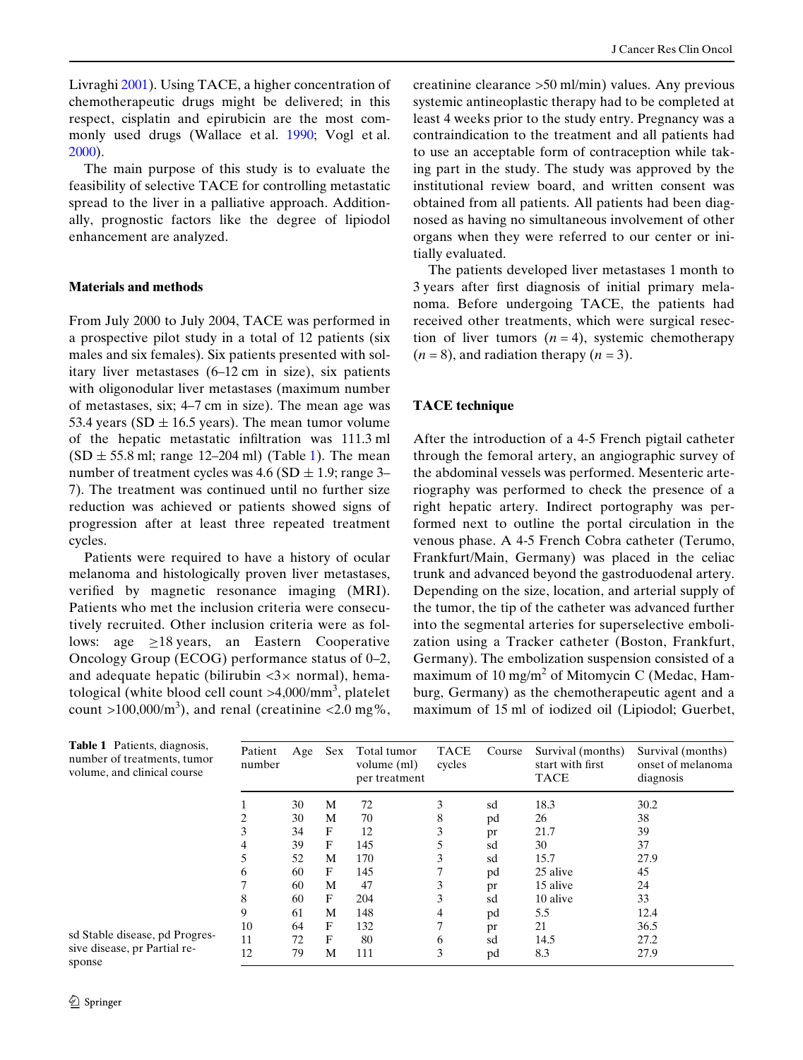Livraghi 2001). Using TACE, a higher concentration of chemotherapeutic drugs might be delivered; in this respect, cisplatin and epirubicin are the most commonly used drugs (Wallace et al. 1990; Vogl et al. 2000).

The main purpose of this study is to evaluate the feasibility of selective TACE for controlling metastatic spread to the liver in a palliative approach. Additionally, prognostic factors like the degree of lipiodol enhancement are analyzed.

## Materials and methods

From July 2000 to July 2004, TACE was performed in a prospective pilot study in a total of 12 patients (six males and six females). Six patients presented with solitary liver metastases (6–12 cm in size), six patients with oligonodular liver metastases (maximum number of metastases, six; 4–7 cm in size). The mean age was 53.4 years (SD ± 16.5 years). The mean tumor volume of the hepatic metastatic infiltration was 111.3 ml (SD ± 55.8 ml; range 12–204 ml) (Table 1). The mean number of treatment cycles was 4.6 (SD ± 1.9; range 3–7). The treatment was continued until no further size reduction was achieved or patients showed signs of progression after at least three repeated treatment cycles.

Patients were required to have a history of ocular melanoma and histologically proven liver metastases, verified by magnetic resonance imaging (MRI). Patients who met the inclusion criteria were consecutively recruited. Other inclusion criteria were as follows: age ≥18 years, an Eastern Cooperative Oncology Group (ECOG) performance status of 0–2, and adequate hepatic (bilirubin <3× normal), hematological (white blood cell count >4,000/mm$^3$, platelet count >100,000/m$^3$), and renal (creatinine <2.0 mg%, creatinine clearance >50 ml/min) values. Any previous systemic antineoplastic therapy had to be completed at least 4 weeks prior to the study entry. Pregnancy was a contraindication to the treatment and all patients had to use an acceptable form of contraception while taking part in the study. The study was approved by the institutional review board, and written consent was obtained from all patients. All patients had been diagnosed as having no simultaneous involvement of other organs when they were referred to our center or initially evaluated.

The patients developed liver metastases 1 month to 3 years after first diagnosis of initial primary melanoma. Before undergoing TACE, the patients had received other treatments, which were surgical resection of liver tumors ($n = 4$), systemic chemotherapy ($n = 8$), and radiation therapy ($n = 3$).

## TACE technique

After the introduction of a 4-5 French pigtail catheter through the femoral artery, an angiographic survey of the abdominal vessels was performed. Mesenteric arteriography was performed to check the presence of a right hepatic artery. Indirect portography was performed next to outline the portal circulation in the venous phase. A 4-5 French Cobra catheter (Terumo, Frankfurt/Main, Germany) was placed in the celiac trunk and advanced beyond the gastroduodenal artery. Depending on the size, location, and arterial supply of the tumor, the tip of the catheter was advanced further into the segmental arteries for superselective embolization using a Tracker catheter (Boston, Frankfurt, Germany). The embolization suspension consisted of a maximum of 10 mg/m$^2$ of Mitomycin C (Medac, Hamburg, Germany) as the chemotherapeutic agent and a maximum of 15 ml of iodized oil (Lipiodol; Guerbet,

**Table 1** Patients, diagnosis, number of treatments, tumor volume, and clinical course

| Patient number | Age | Sex | Total tumor volume (ml) per treatment | TACE cycles | Course | Survival (months) start with first TACE | Survival (months) onset of melanoma diagnosis |
|---|---|---|---|---|---|---|---|
| 1 | 30 | M | 72 | 3 | sd | 18.3 | 30.2 |
| 2 | 30 | M | 70 | 8 | pd | 26 | 38 |
| 3 | 34 | F | 12 | 3 | pr | 21.7 | 39 |
| 4 | 39 | F | 145 | 5 | sd | 30 | 37 |
| 5 | 52 | M | 170 | 3 | sd | 15.7 | 27.9 |
| 6 | 60 | F | 145 | 7 | pd | 25 alive | 45 |
| 7 | 60 | M | 47 | 3 | pr | 15 alive | 24 |
| 8 | 60 | F | 204 | 3 | sd | 10 alive | 33 |
| 9 | 61 | M | 148 | 4 | pd | 5.5 | 12.4 |
| 10 | 64 | F | 132 | 7 | pr | 21 | 36.5 |
| 11 | 72 | F | 80 | 6 | sd | 14.5 | 27.2 |
| 12 | 79 | M | 111 | 3 | pd | 8.3 | 27.9 |

sd Stable disease, pd Progressive disease, pr Partial response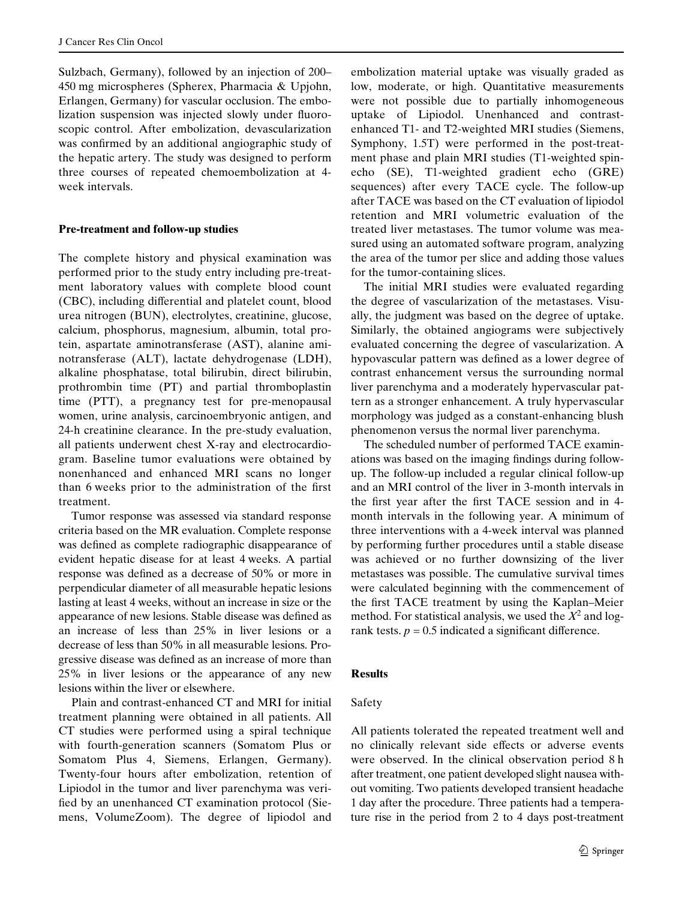Sulzbach, Germany), followed by an injection of 200–450 mg microspheres (Spherex, Pharmacia & Upjohn, Erlangen, Germany) for vascular occlusion. The embolization suspension was injected slowly under fluoroscopic control. After embolization, devascularization was confirmed by an additional angiographic study of the hepatic artery. The study was designed to perform three courses of repeated chemoembolization at 4-week intervals.

**Pre-treatment and follow-up studies**

The complete history and physical examination was performed prior to the study entry including pre-treatment laboratory values with complete blood count (CBC), including differential and platelet count, blood urea nitrogen (BUN), electrolytes, creatinine, glucose, calcium, phosphorus, magnesium, albumin, total protein, aspartate aminotransferase (AST), alanine aminotransferase (ALT), lactate dehydrogenase (LDH), alkaline phosphatase, total bilirubin, direct bilirubin, prothrombin time (PT) and partial thromboplastin time (PTT), a pregnancy test for pre-menopausal women, urine analysis, carcinoembryonic antigen, and 24-h creatinine clearance. In the pre-study evaluation, all patients underwent chest X-ray and electrocardiogram. Baseline tumor evaluations were obtained by nonenhanced and enhanced MRI scans no longer than 6 weeks prior to the administration of the first treatment.

Tumor response was assessed via standard response criteria based on the MR evaluation. Complete response was defined as complete radiographic disappearance of evident hepatic disease for at least 4 weeks. A partial response was defined as a decrease of 50% or more in perpendicular diameter of all measurable hepatic lesions lasting at least 4 weeks, without an increase in size or the appearance of new lesions. Stable disease was defined as an increase of less than 25% in liver lesions or a decrease of less than 50% in all measurable lesions. Progressive disease was defined as an increase of more than 25% in liver lesions or the appearance of any new lesions within the liver or elsewhere.

Plain and contrast-enhanced CT and MRI for initial treatment planning were obtained in all patients. All CT studies were performed using a spiral technique with fourth-generation scanners (Somatom Plus or Somatom Plus 4, Siemens, Erlangen, Germany). Twenty-four hours after embolization, retention of Lipiodol in the tumor and liver parenchyma was verified by an unenhanced CT examination protocol (Siemens, VolumeZoom). The degree of lipiodol and embolization material uptake was visually graded as low, moderate, or high. Quantitative measurements were not possible due to partially inhomogeneous uptake of Lipiodol. Unenhanced and contrast-enhanced T1- and T2-weighted MRI studies (Siemens, Symphony, 1.5T) were performed in the post-treatment phase and plain MRI studies (T1-weighted spin-echo (SE), T1-weighted gradient echo (GRE) sequences) after every TACE cycle. The follow-up after TACE was based on the CT evaluation of lipiodol retention and MRI volumetric evaluation of the treated liver metastases. The tumor volume was measured using an automated software program, analyzing the area of the tumor per slice and adding those values for the tumor-containing slices.

The initial MRI studies were evaluated regarding the degree of vascularization of the metastases. Visually, the judgment was based on the degree of uptake. Similarly, the obtained angiograms were subjectively evaluated concerning the degree of vascularization. A hypovascular pattern was defined as a lower degree of contrast enhancement versus the surrounding normal liver parenchyma and a moderately hypervascular pattern as a stronger enhancement. A truly hypervascular morphology was judged as a constant-enhancing blush phenomenon versus the normal liver parenchyma.

The scheduled number of performed TACE examinations was based on the imaging findings during follow-up. The follow-up included a regular clinical follow-up and an MRI control of the liver in 3-month intervals in the first year after the first TACE session and in 4-month intervals in the following year. A minimum of three interventions with a 4-week interval was planned by performing further procedures until a stable disease was achieved or no further downsizing of the liver metastases was possible. The cumulative survival times were calculated beginning with the commencement of the first TACE treatment by using the Kaplan–Meier method. For statistical analysis, we used the $X^2$ and log-rank tests. $p = 0.5$ indicated a significant difference.

## Results

### Safety

All patients tolerated the repeated treatment well and no clinically relevant side effects or adverse events were observed. In the clinical observation period 8 h after treatment, one patient developed slight nausea without vomiting. Two patients developed transient headache 1 day after the procedure. Three patients had a temperature rise in the period from 2 to 4 days post-treatment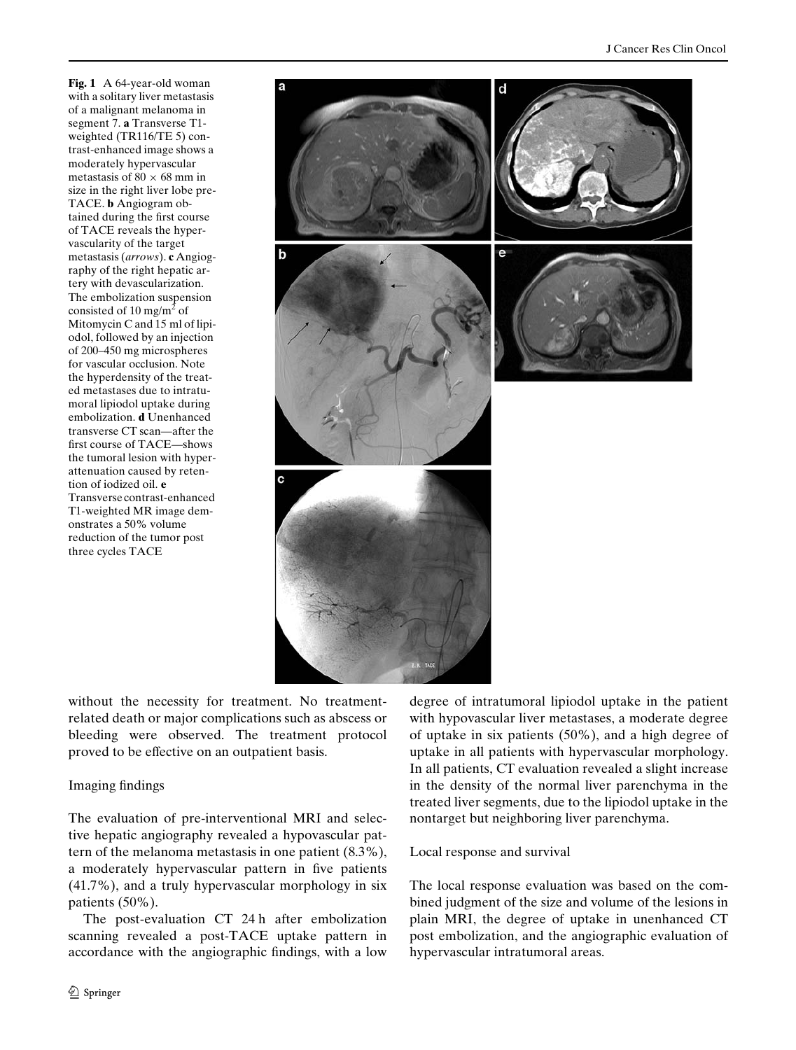**Fig. 1** A 64-year-old woman with a solitary liver metastasis of a malignant melanoma in segment 7. **a** Transverse T1-weighted (TR116/TE 5) contrast-enhanced image shows a moderately hypervascular metastasis of $80 \times 68$ mm in size in the right liver lobe pre-TACE. **b** Angiogram obtained during the first course of TACE reveals the hypervascularity of the target metastasis (*arrows*). **c** Angiography of the right hepatic artery with devascularization. The embolization suspension consisted of 10 mg/m$^2$ of Mitomycin C and 15 ml of lipiodol, followed by an injection of 200–450 mg microspheres for vascular occlusion. Note the hyperdensity of the treated metastases due to intratumoral lipiodol uptake during embolization. **d** Unenhanced transverse CT scan—after the first course of TACE—shows the tumoral lesion with hyperattenuation caused by retention of iodized oil. **e** Transverse contrast-enhanced T1-weighted MR image demonstrates a 50% volume reduction of the tumor post three cycles TACE

without the necessity for treatment. No treatment-related death or major complications such as abscess or bleeding were observed. The treatment protocol proved to be effective on an outpatient basis.

## Imaging findings

The evaluation of pre-interventional MRI and selective hepatic angiography revealed a hypovascular pattern of the melanoma metastasis in one patient (8.3%), a moderately hypervascular pattern in five patients (41.7%), and a truly hypervascular morphology in six patients (50%).

The post-evaluation CT 24 h after embolization scanning revealed a post-TACE uptake pattern in accordance with the angiographic findings, with a low degree of intratumoral lipiodol uptake in the patient with hypovascular liver metastases, a moderate degree of uptake in six patients (50%), and a high degree of uptake in all patients with hypervascular morphology. In all patients, CT evaluation revealed a slight increase in the density of the normal liver parenchyma in the treated liver segments, due to the lipiodol uptake in the nontarget but neighboring liver parenchyma.

## Local response and survival

The local response evaluation was based on the combined judgment of the size and volume of the lesions in plain MRI, the degree of uptake in unenhanced CT post embolization, and the angiographic evaluation of hypervascular intratumoral areas.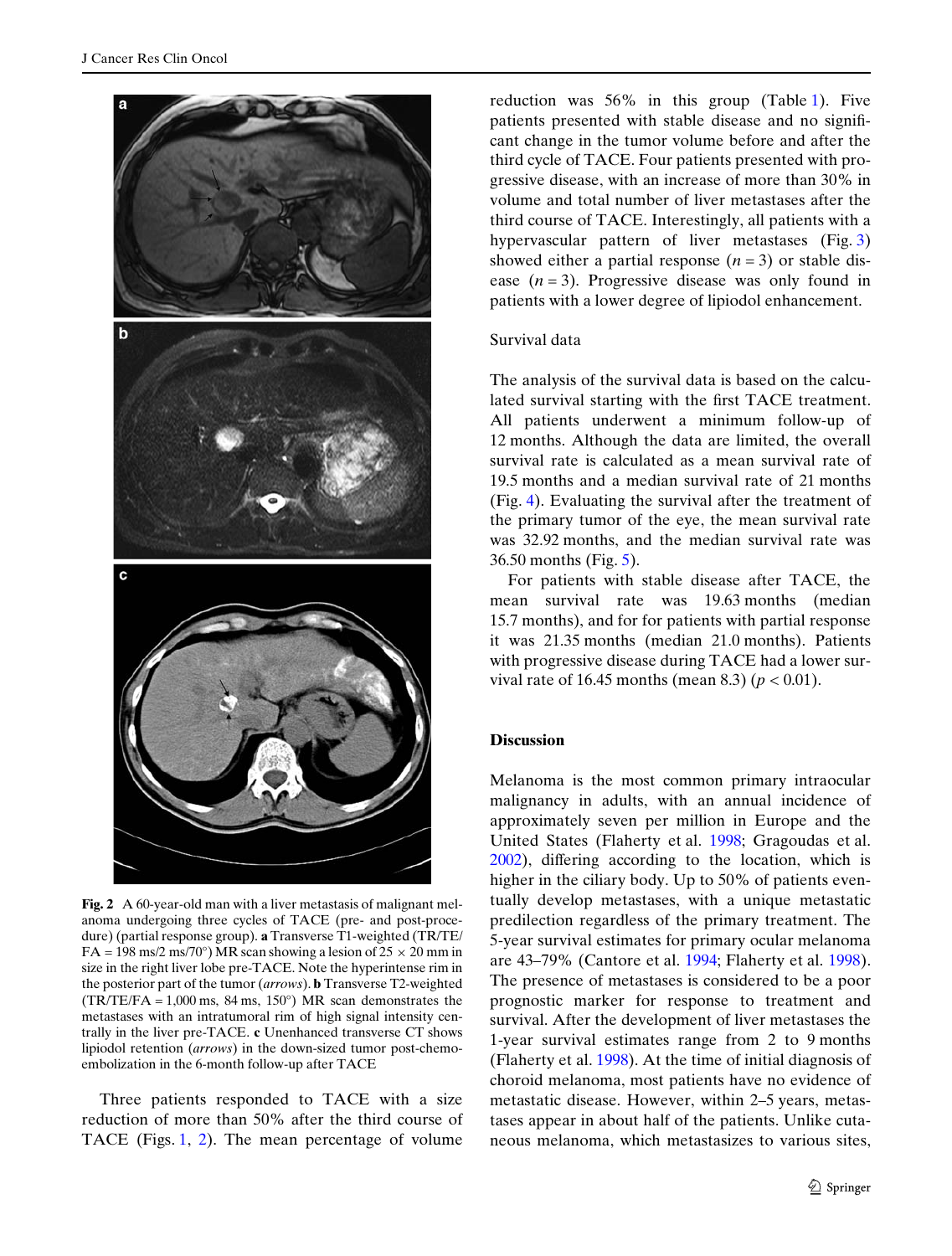Fig. 2 A 60-year-old man with a liver metastasis of malignant melanoma undergoing three cycles of TACE (pre- and post-procedure) (partial response group). **a** Transverse T1-weighted (TR/TE/FA = 198 ms/2 ms/70°) MR scan showing a lesion of 25 × 20 mm in size in the right liver lobe pre-TACE. Note the hyperintense rim in the posterior part of the tumor (*arrows*). **b** Transverse T2-weighted (TR/TE/FA = 1,000 ms, 84 ms, 150°) MR scan demonstrates the metastases with an intratumoral rim of high signal intensity centrally in the liver pre-TACE. **c** Unenhanced transverse CT shows lipiodol retention (*arrows*) in the down-sized tumor post-chemoembolization in the 6-month follow-up after TACE

Three patients responded to TACE with a size reduction of more than 50% after the third course of TACE (Figs. 1, 2). The mean percentage of volume reduction was 56% in this group (Table 1). Five patients presented with stable disease and no significant change in the tumor volume before and after the third cycle of TACE. Four patients presented with progressive disease, with an increase of more than 30% in volume and total number of liver metastases after the third course of TACE. Interestingly, all patients with a hypervascular pattern of liver metastases (Fig. 3) showed either a partial response ($n = 3$) or stable disease ($n = 3$). Progressive disease was only found in patients with a lower degree of lipiodol enhancement.

Survival data

The analysis of the survival data is based on the calculated survival starting with the first TACE treatment. All patients underwent a minimum follow-up of 12 months. Although the data are limited, the overall survival rate is calculated as a mean survival rate of 19.5 months and a median survival rate of 21 months (Fig. 4). Evaluating the survival after the treatment of the primary tumor of the eye, the mean survival rate was 32.92 months, and the median survival rate was 36.50 months (Fig. 5).

For patients with stable disease after TACE, the mean survival rate was 19.63 months (median 15.7 months), and for for patients with partial response it was 21.35 months (median 21.0 months). Patients with progressive disease during TACE had a lower survival rate of 16.45 months (mean 8.3) ($p < 0.01$).

## Discussion

Melanoma is the most common primary intraocular malignancy in adults, with an annual incidence of approximately seven per million in Europe and the United States (Flaherty et al. 1998; Gragoudas et al. 2002), differing according to the location, which is higher in the ciliary body. Up to 50% of patients eventually develop metastases, with a unique metastatic predilection regardless of the primary treatment. The 5-year survival estimates for primary ocular melanoma are 43–79% (Cantore et al. 1994; Flaherty et al. 1998). The presence of metastases is considered to be a poor prognostic marker for response to treatment and survival. After the development of liver metastases the 1-year survival estimates range from 2 to 9 months (Flaherty et al. 1998). At the time of initial diagnosis of choroid melanoma, most patients have no evidence of metastatic disease. However, within 2–5 years, metastases appear in about half of the patients. Unlike cutaneous melanoma, which metastasizes to various sites,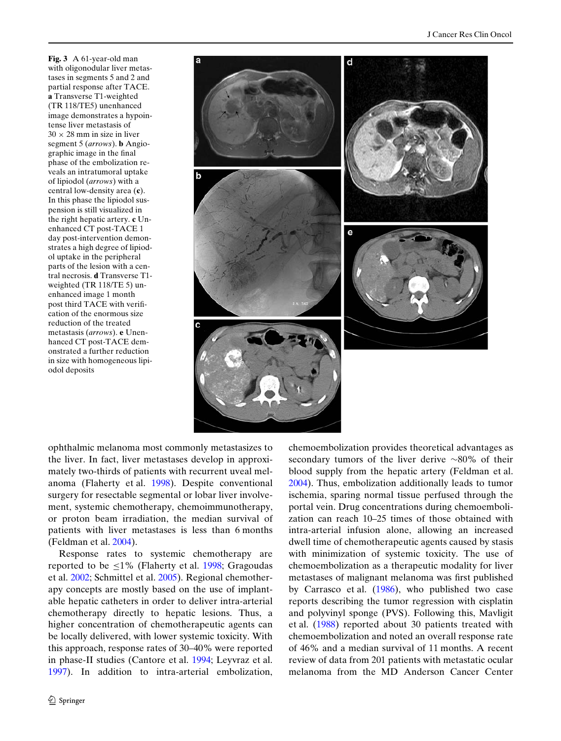**Fig. 3** A 61-year-old man with oligonodular liver metastases in segments 5 and 2 and partial response after TACE. **a** Transverse T1-weighted (TR 118/TE5) unenhanced image demonstrates a hypointense liver metastasis of 30 × 28 mm in size in liver segment 5 (*arrows*). **b** Angiographic image in the final phase of the embolization reveals an intratumoral uptake of lipiodol (*arrows*) with a central low-density area (**c**). In this phase the lipiodol suspension is still visualized in the right hepatic artery. **c** Unenhanced CT post-TACE 1 day post-intervention demonstrates a high degree of lipiodol uptake in the peripheral parts of the lesion with a central necrosis. **d** Transverse T1-weighted (TR 118/TE 5) unenhanced image 1 month post third TACE with verification of the enormous size reduction of the treated metastasis (*arrows*). **e** Unenhanced CT post-TACE demonstrated a further reduction in size with homogeneous lipiodol deposits

ophthalmic melanoma most commonly metastasizes to the liver. In fact, liver metastases develop in approximately two-thirds of patients with recurrent uveal melanoma (Flaherty et al. 1998). Despite conventional surgery for resectable segmental or lobar liver involvement, systemic chemotherapy, chemoimmunotherapy, or proton beam irradiation, the median survival of patients with liver metastases is less than 6 months (Feldman et al. 2004).

Response rates to systemic chemotherapy are reported to be ≤1% (Flaherty et al. 1998; Gragoudas et al. 2002; Schmittel et al. 2005). Regional chemotherapy concepts are mostly based on the use of implantable hepatic catheters in order to deliver intra-arterial chemotherapy directly to hepatic lesions. Thus, a higher concentration of chemotherapeutic agents can be locally delivered, with lower systemic toxicity. With this approach, response rates of 30–40% were reported in phase-II studies (Cantore et al. 1994; Leyvraz et al. 1997). In addition to intra-arterial embolization, chemoembolization provides theoretical advantages as secondary tumors of the liver derive ~80% of their blood supply from the hepatic artery (Feldman et al. 2004). Thus, embolization additionally leads to tumor ischemia, sparing normal tissue perfused through the portal vein. Drug concentrations during chemoembolization can reach 10–25 times of those obtained with intra-arterial infusion alone, allowing an increased dwell time of chemotherapeutic agents caused by stasis with minimization of systemic toxicity. The use of chemoembolization as a therapeutic modality for liver metastases of malignant melanoma was first published by Carrasco et al. (1986), who published two case reports describing the tumor regression with cisplatin and polyvinyl sponge (PVS). Following this, Mavligit et al. (1988) reported about 30 patients treated with chemoembolization and noted an overall response rate of 46% and a median survival of 11 months. A recent review of data from 201 patients with metastatic ocular melanoma from the MD Anderson Cancer Center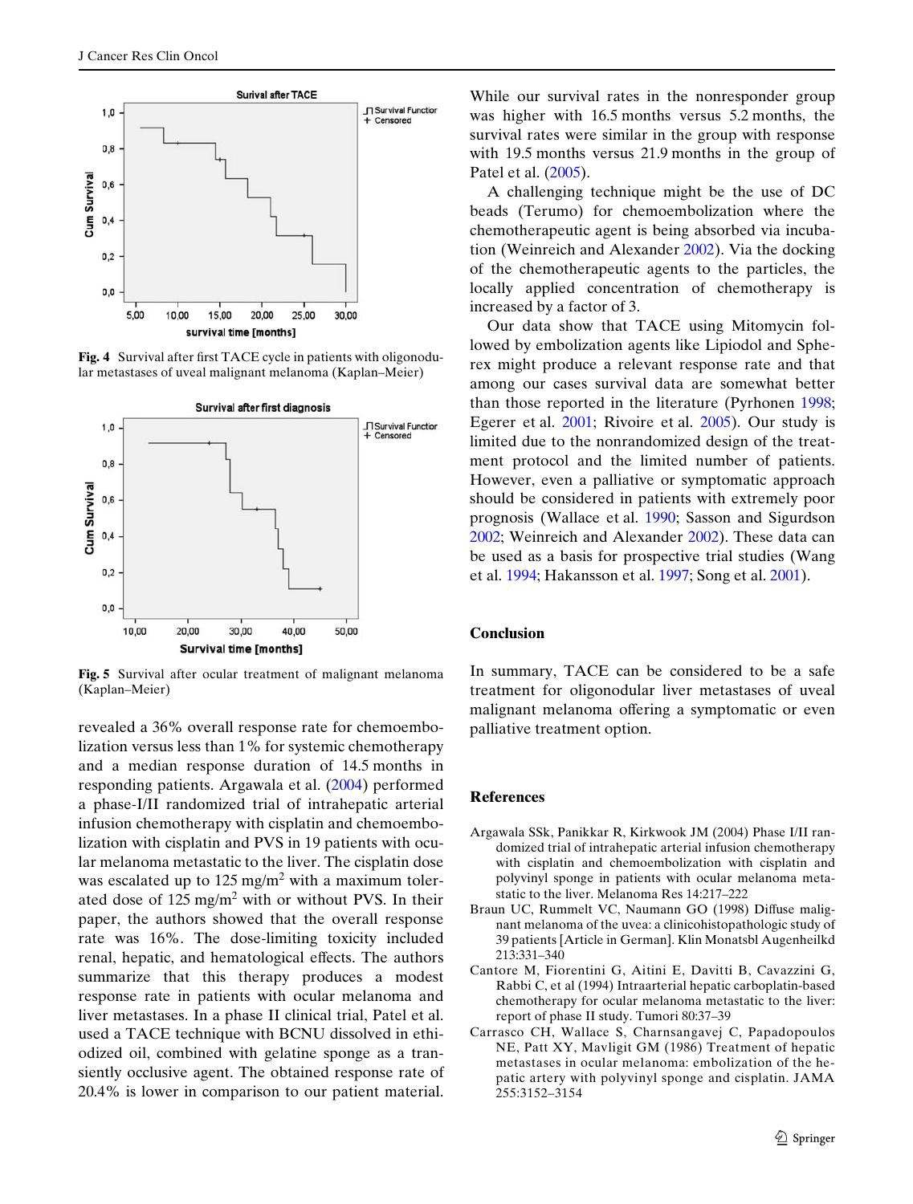Fig. 4 Survival after first TACE cycle in patients with oligonodular metastases of uveal malignant melanoma (Kaplan–Meier)

Fig. 5 Survival after ocular treatment of malignant melanoma (Kaplan–Meier)

revealed a 36% overall response rate for chemoembolization versus less than 1% for systemic chemotherapy and a median response duration of 14.5 months in responding patients. Argawala et al. (2004) performed a phase-I/II randomized trial of intrahepatic arterial infusion chemotherapy with cisplatin and chemoembolization with cisplatin and PVS in 19 patients with ocular melanoma metastatic to the liver. The cisplatin dose was escalated up to 125 mg/m$^2$ with a maximum tolerated dose of 125 mg/m$^2$ with or without PVS. In their paper, the authors showed that the overall response rate was 16%. The dose-limiting toxicity included renal, hepatic, and hematological effects. The authors summarize that this therapy produces a modest response rate in patients with ocular melanoma and liver metastases. In a phase II clinical trial, Patel et al. used a TACE technique with BCNU dissolved in ethiodized oil, combined with gelatine sponge as a transiently occlusive agent. The obtained response rate of 20.4% is lower in comparison to our patient material.

While our survival rates in the nonresponder group was higher with 16.5 months versus 5.2 months, the survival rates were similar in the group with response with 19.5 months versus 21.9 months in the group of Patel et al. (2005).

A challenging technique might be the use of DC beads (Terumo) for chemoembolization where the chemotherapeutic agent is being absorbed via incubation (Weinreich and Alexander 2002). Via the docking of the chemotherapeutic agents to the particles, the locally applied concentration of chemotherapy is increased by a factor of 3.

Our data show that TACE using Mitomycin followed by embolization agents like Lipiodol and Spherex might produce a relevant response rate and that among our cases survival data are somewhat better than those reported in the literature (Pyrhonen 1998; Egerer et al. 2001; Rivoire et al. 2005). Our study is limited due to the nonrandomized design of the treatment protocol and the limited number of patients. However, even a palliative or symptomatic approach should be considered in patients with extremely poor prognosis (Wallace et al. 1990; Sasson and Sigurdson 2002; Weinreich and Alexander 2002). These data can be used as a basis for prospective trial studies (Wang et al. 1994; Hakansson et al. 1997; Song et al. 2001).

## Conclusion

In summary, TACE can be considered to be a safe treatment for oligonodular liver metastases of uveal malignant melanoma offering a symptomatic or even palliative treatment option.

## References

Argawala SSk, Panikkar R, Kirkwook JM (2004) Phase I/II randomized trial of intrahepatic arterial infusion chemotherapy with cisplatin and chemoembolization with cisplatin and polyvinyl sponge in patients with ocular melanoma metastatic to the liver. Melanoma Res 14:217–222

Braun UC, Rummelt VC, Naumann GO (1998) Diffuse malignant melanoma of the uvea: a clinicohistopathologic study of 39 patients [Article in German]. Klin Monatsbl Augenheilkd 213:331–340

Cantore M, Fiorentini G, Aitini E, Davitti B, Cavazzini G, Rabbi C, et al (1994) Intraarterial hepatic carboplatin-based chemotherapy for ocular melanoma metastatic to the liver: report of phase II study. Tumori 80:37–39

Carrasco CH, Wallace S, Charnsangavej C, Papadopoulos NE, Patt XY, Mavligit GM (1986) Treatment of hepatic metastases in ocular melanoma: embolization of the hepatic artery with polyvinyl sponge and cisplatin. JAMA 255:3152–3154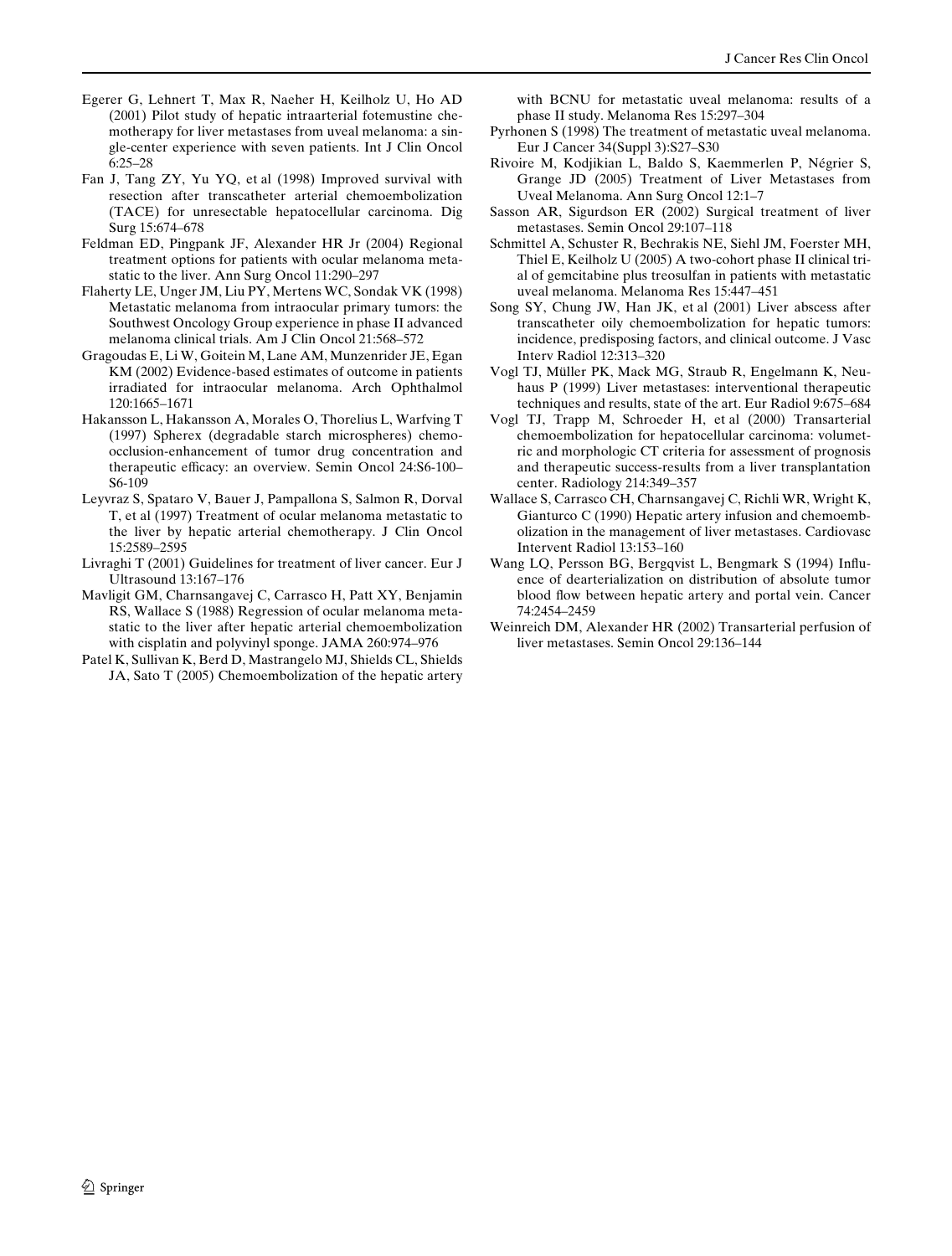Egerer G, Lehnert T, Max R, Naeher H, Keilholz U, Ho AD (2001) Pilot study of hepatic intraarterial fotemustine chemotherapy for liver metastases from uveal melanoma: a single-center experience with seven patients. Int J Clin Oncol 6:25–28

Fan J, Tang ZY, Yu YQ, et al (1998) Improved survival with resection after transcatheter arterial chemoembolization (TACE) for unresectable hepatocellular carcinoma. Dig Surg 15:674–678

Feldman ED, Pingpank JF, Alexander HR Jr (2004) Regional treatment options for patients with ocular melanoma metastatic to the liver. Ann Surg Oncol 11:290–297

Flaherty LE, Unger JM, Liu PY, Mertens WC, Sondak VK (1998) Metastatic melanoma from intraocular primary tumors: the Southwest Oncology Group experience in phase II advanced melanoma clinical trials. Am J Clin Oncol 21:568–572

Gragoudas E, Li W, Goitein M, Lane AM, Munzenrider JE, Egan KM (2002) Evidence-based estimates of outcome in patients irradiated for intraocular melanoma. Arch Ophthalmol 120:1665–1671

Hakansson L, Hakansson A, Morales O, Thorelius L, Warfving T (1997) Spherex (degradable starch microspheres) chemo-occlusion-enhancement of tumor drug concentration and therapeutic efficacy: an overview. Semin Oncol 24:S6-100–S6-109

Leyvraz S, Spataro V, Bauer J, Pampallona S, Salmon R, Dorval T, et al (1997) Treatment of ocular melanoma metastatic to the liver by hepatic arterial chemotherapy. J Clin Oncol 15:2589–2595

Livraghi T (2001) Guidelines for treatment of liver cancer. Eur J Ultrasound 13:167–176

Mavligit GM, Charnsangavej C, Carrasco H, Patt XY, Benjamin RS, Wallace S (1988) Regression of ocular melanoma metastatic to the liver after hepatic arterial chemoembolization with cisplatin and polyvinyl sponge. JAMA 260:974–976

Patel K, Sullivan K, Berd D, Mastrangelo MJ, Shields CL, Shields JA, Sato T (2005) Chemoembolization of the hepatic artery with BCNU for metastatic uveal melanoma: results of a phase II study. Melanoma Res 15:297–304

Pyrhonen S (1998) The treatment of metastatic uveal melanoma. Eur J Cancer 34(Suppl 3):S27–S30

Rivoire M, Kodjikian L, Baldo S, Kaemmerlen P, Négrier S, Grange JD (2005) Treatment of Liver Metastases from Uveal Melanoma. Ann Surg Oncol 12:1–7

Sasson AR, Sigurdson ER (2002) Surgical treatment of liver metastases. Semin Oncol 29:107–118

Schmittel A, Schuster R, Bechrakis NE, Siehl JM, Foerster MH, Thiel E, Keilholz U (2005) A two-cohort phase II clinical trial of gemcitabine plus treosulfan in patients with metastatic uveal melanoma. Melanoma Res 15:447–451

Song SY, Chung JW, Han JK, et al (2001) Liver abscess after transcatheter oily chemoembolization for hepatic tumors: incidence, predisposing factors, and clinical outcome. J Vasc Interv Radiol 12:313–320

Vogl TJ, Müller PK, Mack MG, Straub R, Engelmann K, Neuhaus P (1999) Liver metastases: interventional therapeutic techniques and results, state of the art. Eur Radiol 9:675–684

Vogl TJ, Trapp M, Schroeder H, et al (2000) Transarterial chemoembolization for hepatocellular carcinoma: volumetric and morphologic CT criteria for assessment of prognosis and therapeutic success-results from a liver transplantation center. Radiology 214:349–357

Wallace S, Carrasco CH, Charnsangavej C, Richli WR, Wright K, Gianturco C (1990) Hepatic artery infusion and chemoembolization in the management of liver metastases. Cardiovasc Intervent Radiol 13:153–160

Wang LQ, Persson BG, Bergqvist L, Bengmark S (1994) Influence of dearterialization on distribution of absolute tumor blood flow between hepatic artery and portal vein. Cancer 74:2454–2459

Weinreich DM, Alexander HR (2002) Transarterial perfusion of liver metastases. Semin Oncol 29:136–144